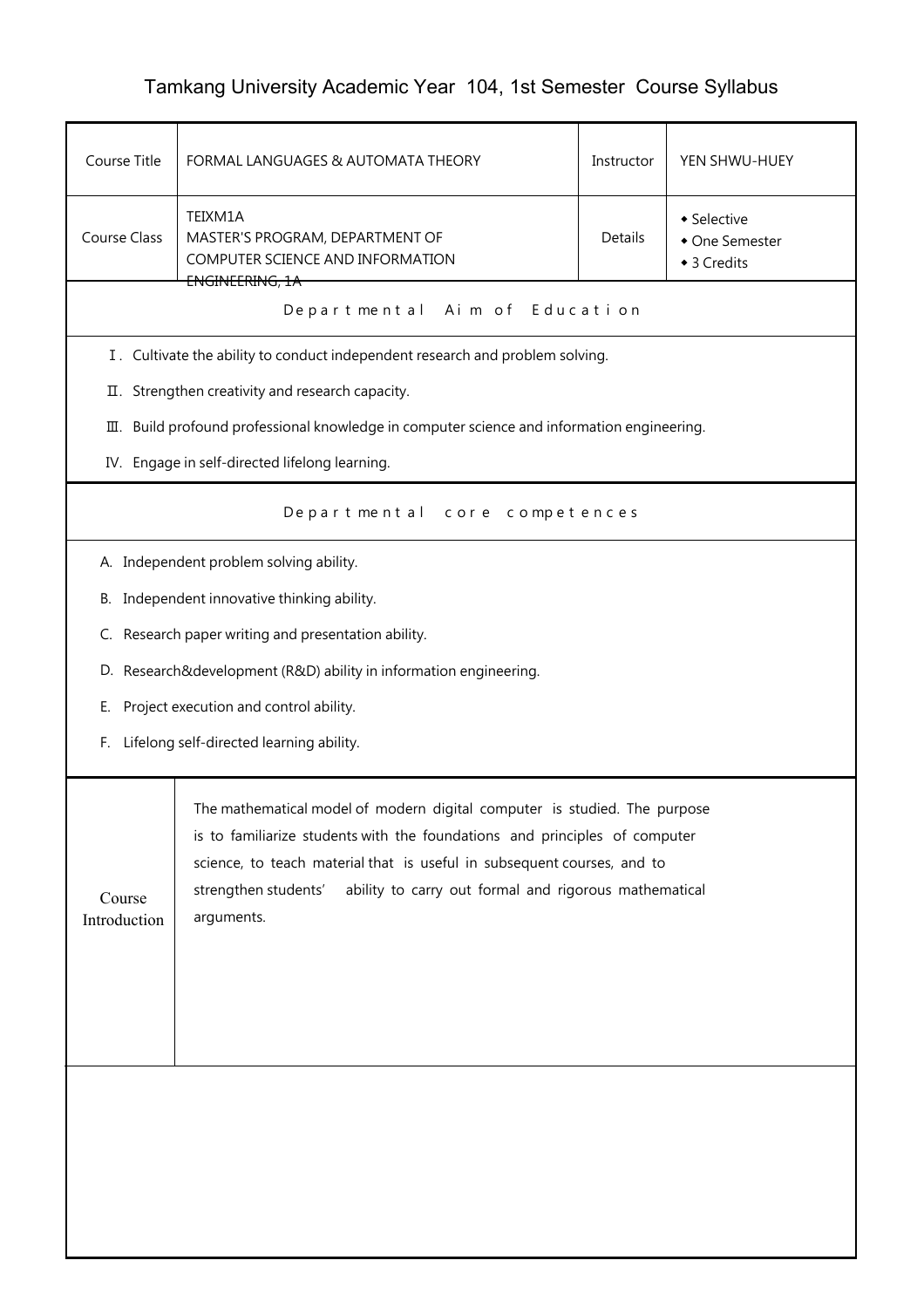# Tamkang University Academic Year 104, 1st Semester Course Syllabus

| Course Title | FORMAL LANGUAGES & AUTOMATA THEORY | Instructor | YEN SHWU-HUEY |
|---|---|---|---|
| Course Class | TEIXM1A<br>MASTER'S PROGRAM, DEPARTMENT OF COMPUTER SCIENCE AND INFORMATION ENGINEERING, 1A | Details | ◆ Selective<br>◆ One Semester<br>◆ 3 Credits |

## Departmental Aim of Education

Ⅰ. Cultivate the ability to conduct independent research and problem solving.

Ⅱ. Strengthen creativity and research capacity.

Ⅲ. Build profound professional knowledge in computer science and information engineering.

IV. Engage in self-directed lifelong learning.

## Departmental core competences

A. Independent problem solving ability.

B. Independent innovative thinking ability.

C. Research paper writing and presentation ability.

D. Research&development (R&D) ability in information engineering.

E. Project execution and control ability.

F. Lifelong self-directed learning ability.

## Course Introduction

The mathematical model of modern digital computer is studied. The purpose is to familiarize students with the foundations and principles of computer science, to teach material that is useful in subsequent courses, and to strengthen students' ability to carry out formal and rigorous mathematical arguments.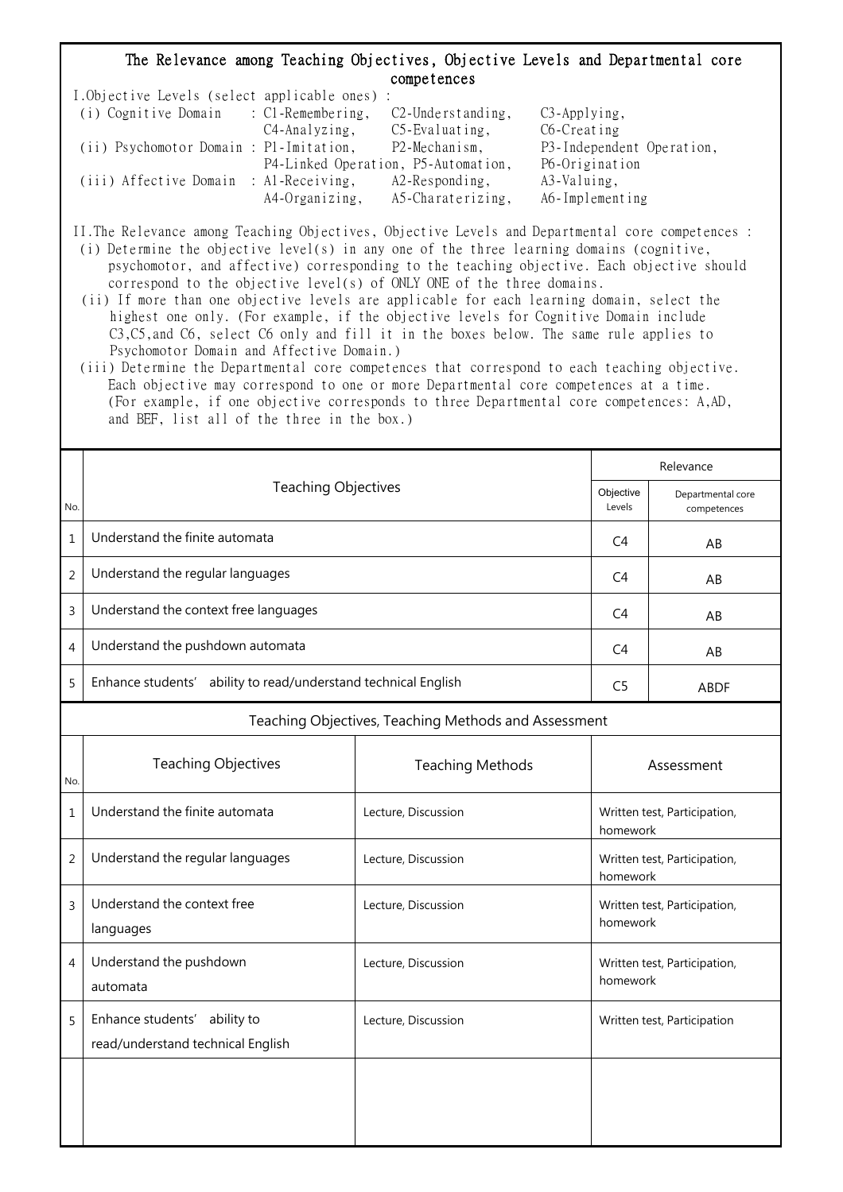## The Relevance among Teaching Objectives, Objective Levels and Departmental core competences

I.Objective Levels (select applicable ones) :

- (i) Cognitive Domain : C1-Remembering, C2-Understanding, C3-Applying, C4-Analyzing, C5-Evaluating, C6-Creating
- (ii) Psychomotor Domain : P1-Imitation, P2-Mechanism, P3-Independent Operation, P4-Linked Operation, P5-Automation, P6-Origination
- (iii) Affective Domain : A1-Receiving, A2-Responding, A3-Valuing, A4-Organizing, A5-Charaterizing, A6-Implementing

II.The Relevance among Teaching Objectives, Objective Levels and Departmental core competences :

(i) Determine the objective level(s) in any one of the three learning domains (cognitive, psychomotor, and affective) corresponding to the teaching objective. Each objective should correspond to the objective level(s) of ONLY ONE of the three domains.

(ii) If more than one objective levels are applicable for each learning domain, select the highest one only. (For example, if the objective levels for Cognitive Domain include C3,C5,and C6, select C6 only and fill it in the boxes below. The same rule applies to Psychomotor Domain and Affective Domain.)

(iii) Determine the Departmental core competences that correspond to each teaching objective. Each objective may correspond to one or more Departmental core competences at a time. (For example, if one objective corresponds to three Departmental core competences: A,AD, and BEF, list all of the three in the box.)

| No. | Teaching Objectives | Relevance | |
|---|---|---|---|
| | | Objective Levels | Departmental core competences |
| 1 | Understand the finite automata | C4 | AB |
| 2 | Understand the regular languages | C4 | AB |
| 3 | Understand the context free languages | C4 | AB |
| 4 | Understand the pushdown automata | C4 | AB |
| 5 | Enhance students' ability to read/understand technical English | C5 | ABDF |

### Teaching Objectives, Teaching Methods and Assessment

| No. | Teaching Objectives | Teaching Methods | Assessment |
|---|---|---|---|
| 1 | Understand the finite automata | Lecture, Discussion | Written test, Participation, homework |
| 2 | Understand the regular languages | Lecture, Discussion | Written test, Participation, homework |
| 3 | Understand the context free languages | Lecture, Discussion | Written test, Participation, homework |
| 4 | Understand the pushdown automata | Lecture, Discussion | Written test, Participation, homework |
| 5 | Enhance students' ability to read/understand technical English | Lecture, Discussion | Written test, Participation |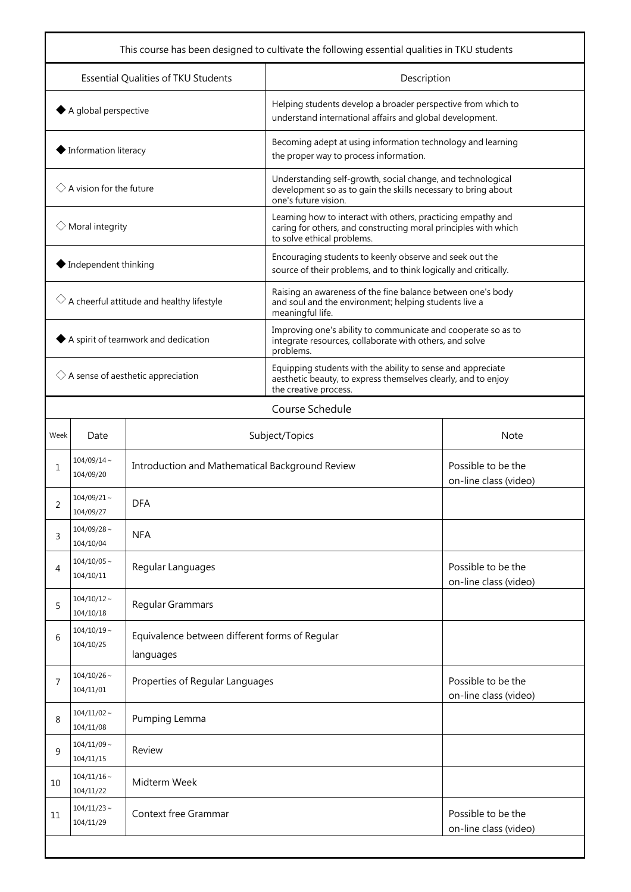| This course has been designed to cultivate the following essential qualities in TKU students | |
|---|---|
| Essential Qualities of TKU Students | Description |
| ◆ A global perspective | Helping students develop a broader perspective from which to understand international affairs and global development. |
| ◆ Information literacy | Becoming adept at using information technology and learning the proper way to process information. |
| ◇ A vision for the future | Understanding self-growth, social change, and technological development so as to gain the skills necessary to bring about one's future vision. |
| ◇ Moral integrity | Learning how to interact with others, practicing empathy and caring for others, and constructing moral principles with which to solve ethical problems. |
| ◆ Independent thinking | Encouraging students to keenly observe and seek out the source of their problems, and to think logically and critically. |
| ◇ A cheerful attitude and healthy lifestyle | Raising an awareness of the fine balance between one's body and soul and the environment; helping students live a meaningful life. |
| ◆ A spirit of teamwork and dedication | Improving one's ability to communicate and cooperate so as to integrate resources, collaborate with others, and solve problems. |
| ◇ A sense of aesthetic appreciation | Equipping students with the ability to sense and appreciate aesthetic beauty, to express themselves clearly, and to enjoy the creative process. |

## Course Schedule

| Week | Date | Subject/Topics | Note |
|---|---|---|---|
| 1 | 104/09/14～104/09/20 | Introduction and Mathematical Background Review | Possible to be the on-line class (video) |
| 2 | 104/09/21～104/09/27 | DFA | |
| 3 | 104/09/28～104/10/04 | NFA | |
| 4 | 104/10/05～104/10/11 | Regular Languages | Possible to be the on-line class (video) |
| 5 | 104/10/12～104/10/18 | Regular Grammars | |
| 6 | 104/10/19～104/10/25 | Equivalence between different forms of Regular languages | |
| 7 | 104/10/26～104/11/01 | Properties of Regular Languages | Possible to be the on-line class (video) |
| 8 | 104/11/02～104/11/08 | Pumping Lemma | |
| 9 | 104/11/09～104/11/15 | Review | |
| 10 | 104/11/16～104/11/22 | Midterm Week | |
| 11 | 104/11/23～104/11/29 | Context free Grammar | Possible to be the on-line class (video) |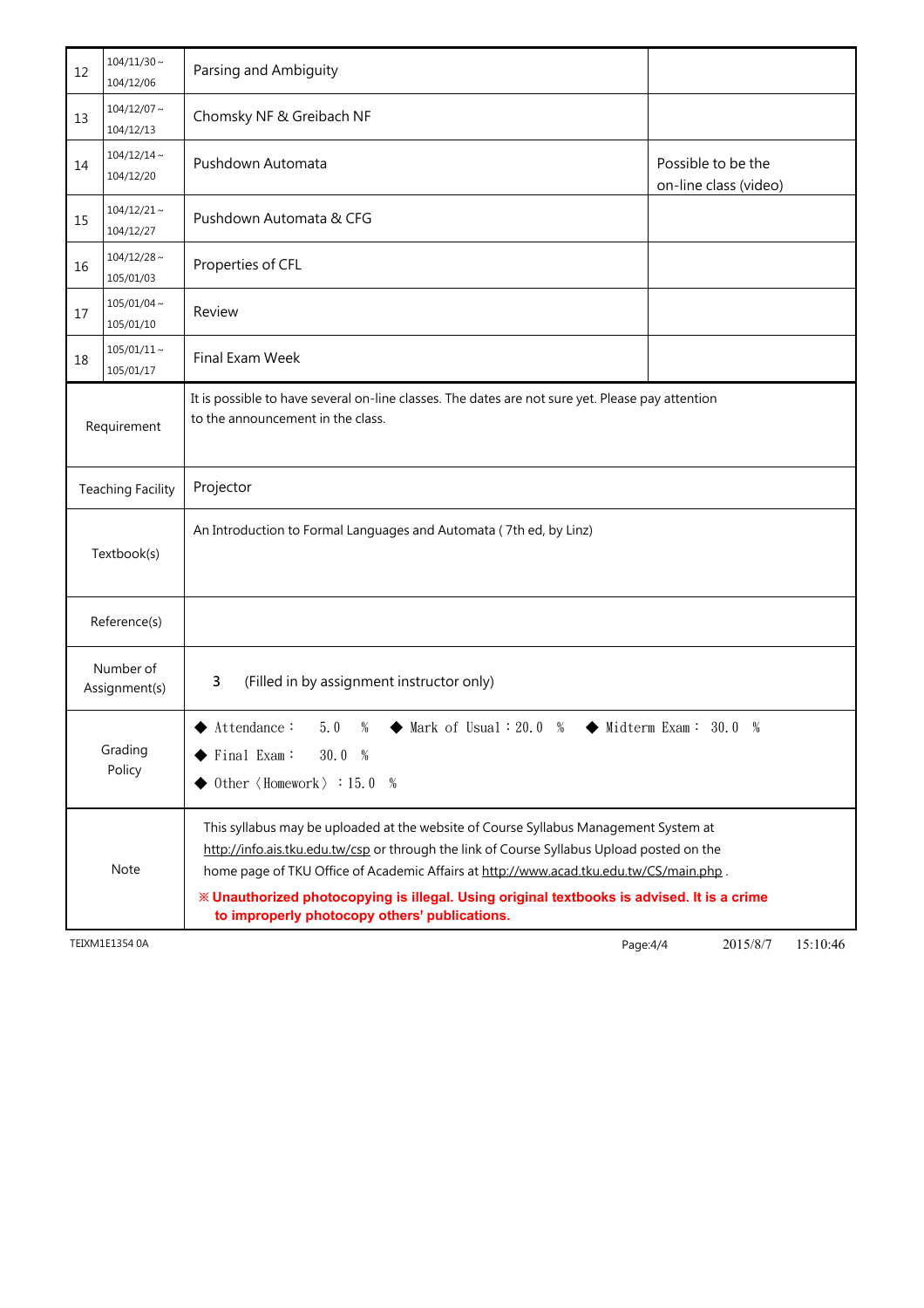| | | | |
|---|---|---|---|
| 12 | 104/11/30 ~ 104/12/06 | Parsing and Ambiguity | |
| 13 | 104/12/07 ~ 104/12/13 | Chomsky NF & Greibach NF | |
| 14 | 104/12/14 ~ 104/12/20 | Pushdown Automata | Possible to be the on-line class (video) |
| 15 | 104/12/21 ~ 104/12/27 | Pushdown Automata & CFG | |
| 16 | 104/12/28 ~ 105/01/03 | Properties of CFL | |
| 17 | 105/01/04 ~ 105/01/10 | Review | |
| 18 | 105/01/11 ~ 105/01/17 | Final Exam Week | |

| | |
|---|---|
| Requirement | It is possible to have several on-line classes. The dates are not sure yet. Please pay attention to the announcement in the class. |
| Teaching Facility | Projector |
| Textbook(s) | An Introduction to Formal Languages and Automata ( 7th ed, by Linz) |
| Reference(s) | |
| Number of Assignment(s) | 3 (Filled in by assignment instructor only) |
| Grading Policy | ◆ Attendance： 5.0 % ◆ Mark of Usual：20.0 % ◆ Midterm Exam： 30.0 %<br>◆ Final Exam： 30.0 %<br>◆ Other〈Homework〉：15.0 % |
| Note | This syllabus may be uploaded at the website of Course Syllabus Management System at http://info.ais.tku.edu.tw/csp or through the link of Course Syllabus Upload posted on the home page of TKU Office of Academic Affairs at http://www.acad.tku.edu.tw/CS/main.php .<br>**※ Unauthorized photocopying is illegal. Using original textbooks is advised. It is a crime to improperly photocopy others' publications.** |

TEIXM1E1354 0A 2015/8/7 15:10:46